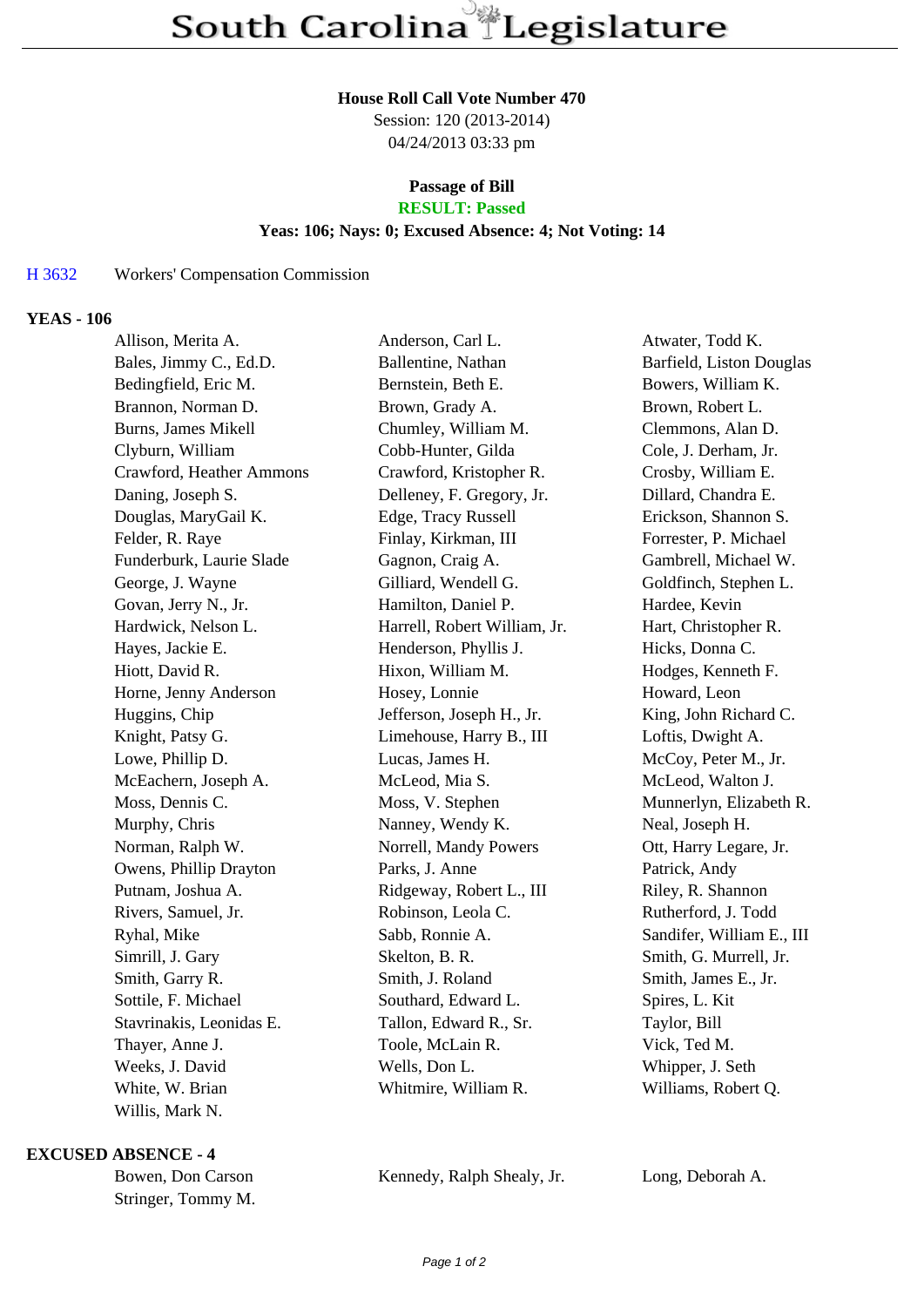# South Carolina Legislature

**House Roll Call Vote Number 470**
Session: 120 (2013-2014)
04/24/2013 03:33 pm

**Passage of Bill**
**RESULT: Passed**
**Yeas: 106; Nays: 0; Excused Absence: 4; Not Voting: 14**

H 3632 Workers' Compensation Commission

### YEAS - 106

| | | |
|---|---|---|
| Allison, Merita A. | Anderson, Carl L. | Atwater, Todd K. |
| Bales, Jimmy C., Ed.D. | Ballentine, Nathan | Barfield, Liston Douglas |
| Bedingfield, Eric M. | Bernstein, Beth E. | Bowers, William K. |
| Brannon, Norman D. | Brown, Grady A. | Brown, Robert L. |
| Burns, James Mikell | Chumley, William M. | Clemmons, Alan D. |
| Clyburn, William | Cobb-Hunter, Gilda | Cole, J. Derham, Jr. |
| Crawford, Heather Ammons | Crawford, Kristopher R. | Crosby, William E. |
| Daning, Joseph S. | Delleney, F. Gregory, Jr. | Dillard, Chandra E. |
| Douglas, MaryGail K. | Edge, Tracy Russell | Erickson, Shannon S. |
| Felder, R. Raye | Finlay, Kirkman, III | Forrester, P. Michael |
| Funderburk, Laurie Slade | Gagnon, Craig A. | Gambrell, Michael W. |
| George, J. Wayne | Gilliard, Wendell G. | Goldfinch, Stephen L. |
| Govan, Jerry N., Jr. | Hamilton, Daniel P. | Hardee, Kevin |
| Hardwick, Nelson L. | Harrell, Robert William, Jr. | Hart, Christopher R. |
| Hayes, Jackie E. | Henderson, Phyllis J. | Hicks, Donna C. |
| Hiott, David R. | Hixon, William M. | Hodges, Kenneth F. |
| Horne, Jenny Anderson | Hosey, Lonnie | Howard, Leon |
| Huggins, Chip | Jefferson, Joseph H., Jr. | King, John Richard C. |
| Knight, Patsy G. | Limehouse, Harry B., III | Loftis, Dwight A. |
| Lowe, Phillip D. | Lucas, James H. | McCoy, Peter M., Jr. |
| McEachern, Joseph A. | McLeod, Mia S. | McLeod, Walton J. |
| Moss, Dennis C. | Moss, V. Stephen | Munnerlyn, Elizabeth R. |
| Murphy, Chris | Nanney, Wendy K. | Neal, Joseph H. |
| Norman, Ralph W. | Norrell, Mandy Powers | Ott, Harry Legare, Jr. |
| Owens, Phillip Drayton | Parks, J. Anne | Patrick, Andy |
| Putnam, Joshua A. | Ridgeway, Robert L., III | Riley, R. Shannon |
| Rivers, Samuel, Jr. | Robinson, Leola C. | Rutherford, J. Todd |
| Ryhal, Mike | Sabb, Ronnie A. | Sandifer, William E., III |
| Simrill, J. Gary | Skelton, B. R. | Smith, G. Murrell, Jr. |
| Smith, Garry R. | Smith, J. Roland | Smith, James E., Jr. |
| Sottile, F. Michael | Southard, Edward L. | Spires, L. Kit |
| Stavrinakis, Leonidas E. | Tallon, Edward R., Sr. | Taylor, Bill |
| Thayer, Anne J. | Toole, McLain R. | Vick, Ted M. |
| Weeks, J. David | Wells, Don L. | Whipper, J. Seth |
| White, W. Brian | Whitmire, William R. | Williams, Robert Q. |
| Willis, Mark N. | | |

### EXCUSED ABSENCE - 4

| | | |
|---|---|---|
| Bowen, Don Carson | Kennedy, Ralph Shealy, Jr. | Long, Deborah A. |
| Stringer, Tommy M. | | |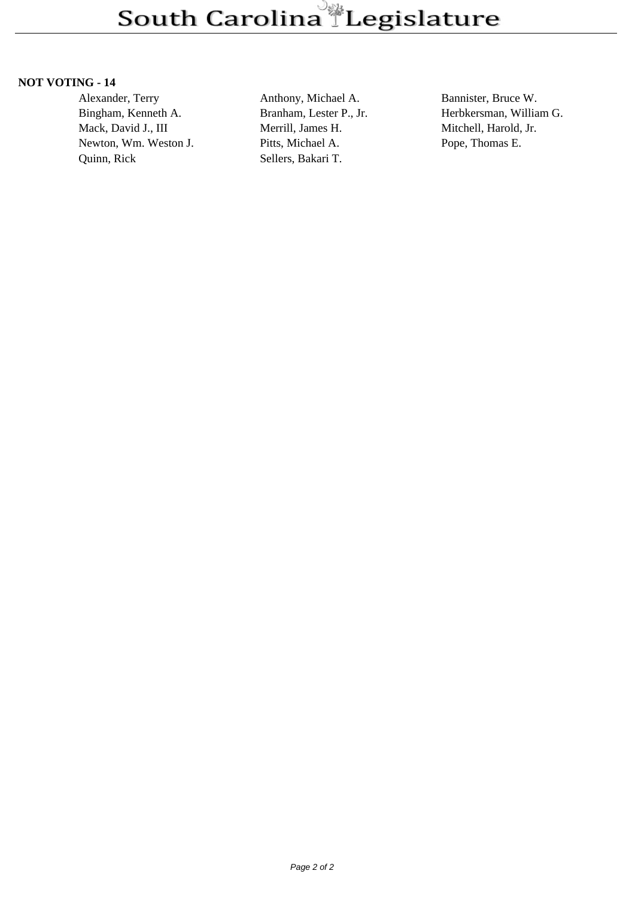**NOT VOTING - 14**

| | | |
|---|---|---|
| Alexander, Terry | Anthony, Michael A. | Bannister, Bruce W. |
| Bingham, Kenneth A. | Branham, Lester P., Jr. | Herbkersman, William G. |
| Mack, David J., III | Merrill, James H. | Mitchell, Harold, Jr. |
| Newton, Wm. Weston J. | Pitts, Michael A. | Pope, Thomas E. |
| Quinn, Rick | Sellers, Bakari T. | |